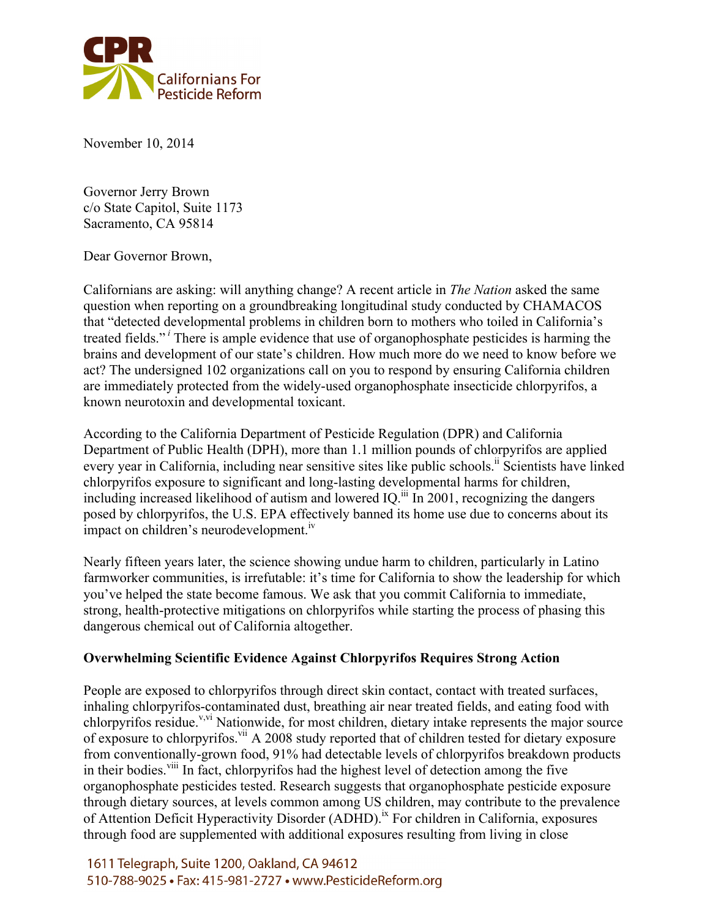CPR Californians For Pesticide Reform

November 10, 2014

Governor Jerry Brown
c/o State Capitol, Suite 1173
Sacramento, CA 95814

Dear Governor Brown,

Californians are asking: will anything change? A recent article in *The Nation* asked the same question when reporting on a groundbreaking longitudinal study conducted by CHAMACOS that "detected developmental problems in children born to mothers who toiled in California's treated fields."[i] There is ample evidence that use of organophosphate pesticides is harming the brains and development of our state's children. How much more do we need to know before we act? The undersigned 102 organizations call on you to respond by ensuring California children are immediately protected from the widely-used organophosphate insecticide chlorpyrifos, a known neurotoxin and developmental toxicant.

According to the California Department of Pesticide Regulation (DPR) and California Department of Public Health (DPH), more than 1.1 million pounds of chlorpyrifos are applied every year in California, including near sensitive sites like public schools.[ii] Scientists have linked chlorpyrifos exposure to significant and long-lasting developmental harms for children, including increased likelihood of autism and lowered IQ.[iii] In 2001, recognizing the dangers posed by chlorpyrifos, the U.S. EPA effectively banned its home use due to concerns about its impact on children's neurodevelopment.[iv]

Nearly fifteen years later, the science showing undue harm to children, particularly in Latino farmworker communities, is irrefutable: it's time for California to show the leadership for which you've helped the state become famous. We ask that you commit California to immediate, strong, health-protective mitigations on chlorpyrifos while starting the process of phasing this dangerous chemical out of California altogether.

**Overwhelming Scientific Evidence Against Chlorpyrifos Requires Strong Action**

People are exposed to chlorpyrifos through direct skin contact, contact with treated surfaces, inhaling chlorpyrifos-contaminated dust, breathing air near treated fields, and eating food with chlorpyrifos residue.[v,vi] Nationwide, for most children, dietary intake represents the major source of exposure to chlorpyrifos.[vii] A 2008 study reported that of children tested for dietary exposure from conventionally-grown food, 91% had detectable levels of chlorpyrifos breakdown products in their bodies.[viii] In fact, chlorpyrifos had the highest level of detection among the five organophosphate pesticides tested. Research suggests that organophosphate pesticide exposure through dietary sources, at levels common among US children, may contribute to the prevalence of Attention Deficit Hyperactivity Disorder (ADHD).[ix] For children in California, exposures through food are supplemented with additional exposures resulting from living in close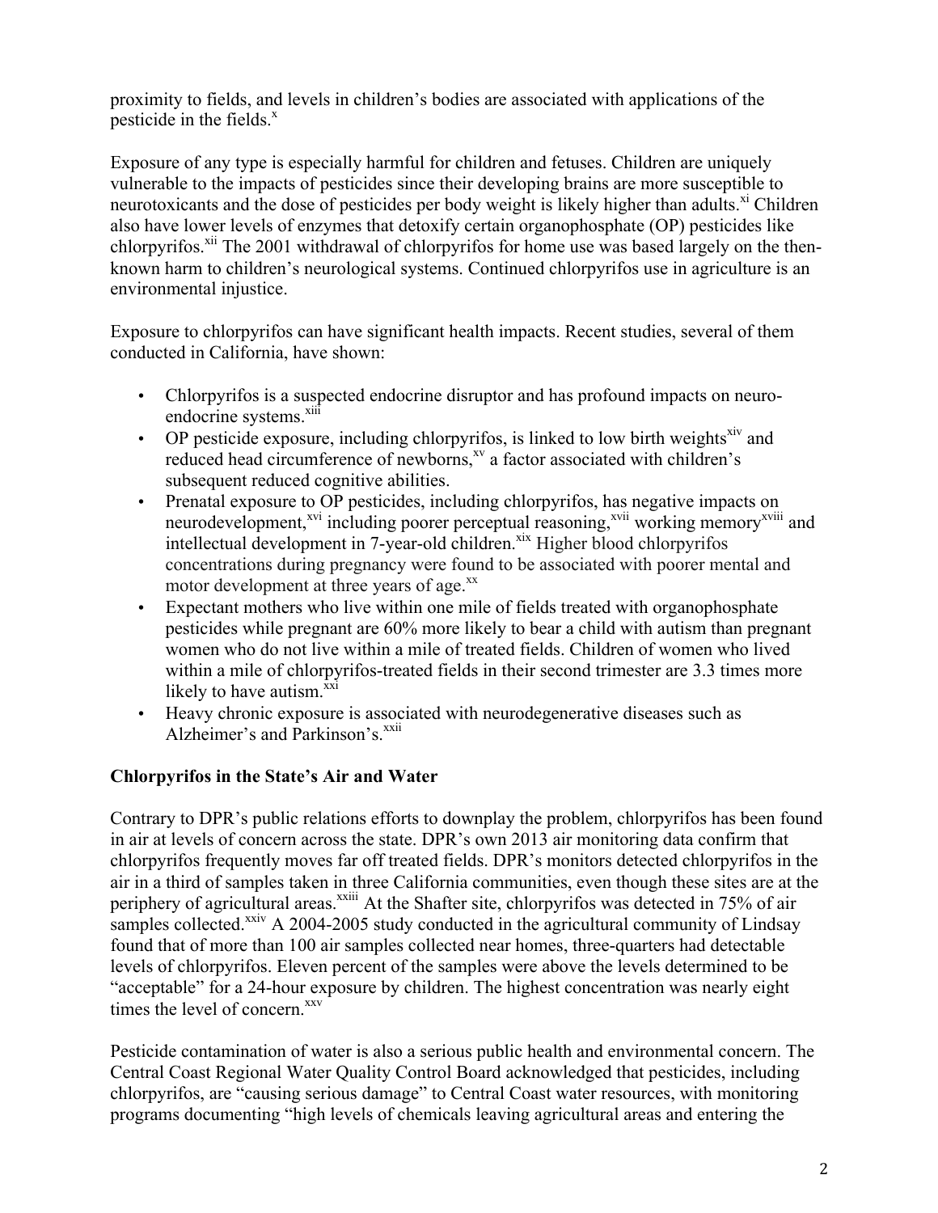proximity to fields, and levels in children's bodies are associated with applications of the pesticide in the fields.[x]

Exposure of any type is especially harmful for children and fetuses. Children are uniquely vulnerable to the impacts of pesticides since their developing brains are more susceptible to neurotoxicants and the dose of pesticides per body weight is likely higher than adults.[xi] Children also have lower levels of enzymes that detoxify certain organophosphate (OP) pesticides like chlorpyrifos.[xii] The 2001 withdrawal of chlorpyrifos for home use was based largely on the then-known harm to children's neurological systems. Continued chlorpyrifos use in agriculture is an environmental injustice.

Exposure to chlorpyrifos can have significant health impacts. Recent studies, several of them conducted in California, have shown:

- Chlorpyrifos is a suspected endocrine disruptor and has profound impacts on neuro-endocrine systems.[xiii]
- OP pesticide exposure, including chlorpyrifos, is linked to low birth weights[xiv] and reduced head circumference of newborns,[xv] a factor associated with children's subsequent reduced cognitive abilities.
- Prenatal exposure to OP pesticides, including chlorpyrifos, has negative impacts on neurodevelopment,[xvi] including poorer perceptual reasoning,[xvii] working memory[xviii] and intellectual development in 7-year-old children.[xix] Higher blood chlorpyrifos concentrations during pregnancy were found to be associated with poorer mental and motor development at three years of age.[xx]
- Expectant mothers who live within one mile of fields treated with organophosphate pesticides while pregnant are 60% more likely to bear a child with autism than pregnant women who do not live within a mile of treated fields. Children of women who lived within a mile of chlorpyrifos-treated fields in their second trimester are 3.3 times more likely to have autism.[xxi]
- Heavy chronic exposure is associated with neurodegenerative diseases such as Alzheimer's and Parkinson's.[xxii]

## Chlorpyrifos in the State's Air and Water

Contrary to DPR's public relations efforts to downplay the problem, chlorpyrifos has been found in air at levels of concern across the state. DPR's own 2013 air monitoring data confirm that chlorpyrifos frequently moves far off treated fields. DPR's monitors detected chlorpyrifos in the air in a third of samples taken in three California communities, even though these sites are at the periphery of agricultural areas.[xxiii] At the Shafter site, chlorpyrifos was detected in 75% of air samples collected.[xxiv] A 2004-2005 study conducted in the agricultural community of Lindsay found that of more than 100 air samples collected near homes, three-quarters had detectable levels of chlorpyrifos. Eleven percent of the samples were above the levels determined to be "acceptable" for a 24-hour exposure by children. The highest concentration was nearly eight times the level of concern.[xxv]

Pesticide contamination of water is also a serious public health and environmental concern. The Central Coast Regional Water Quality Control Board acknowledged that pesticides, including chlorpyrifos, are "causing serious damage" to Central Coast water resources, with monitoring programs documenting "high levels of chemicals leaving agricultural areas and entering the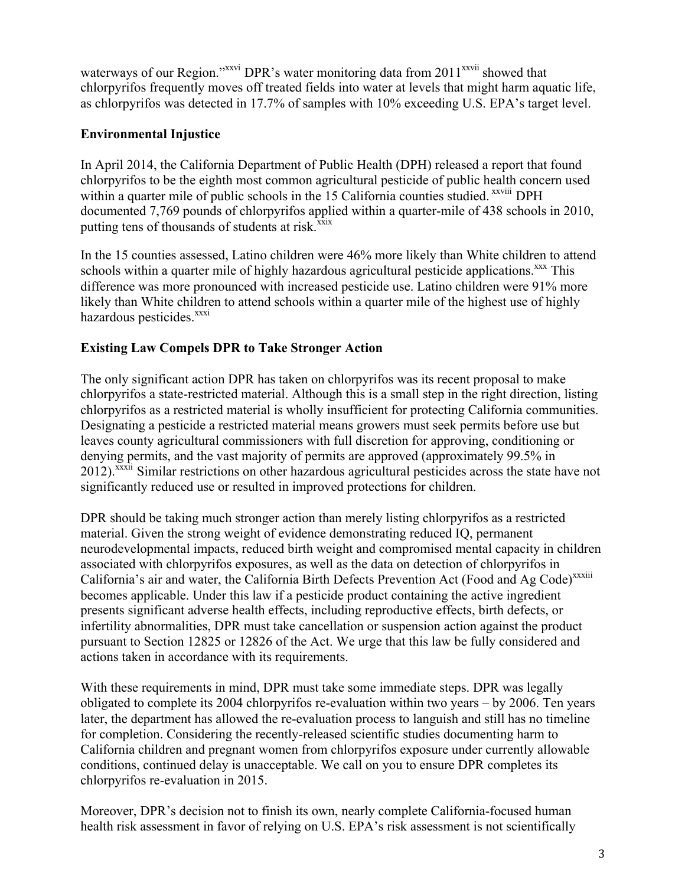waterways of our Region."[xxvi] DPR's water monitoring data from 2011[xxvii] showed that chlorpyrifos frequently moves off treated fields into water at levels that might harm aquatic life, as chlorpyrifos was detected in 17.7% of samples with 10% exceeding U.S. EPA's target level.

### Environmental Injustice

In April 2014, the California Department of Public Health (DPH) released a report that found chlorpyrifos to be the eighth most common agricultural pesticide of public health concern used within a quarter mile of public schools in the 15 California counties studied.[xxviii] DPH documented 7,769 pounds of chlorpyrifos applied within a quarter-mile of 438 schools in 2010, putting tens of thousands of students at risk.[xxix]

In the 15 counties assessed, Latino children were 46% more likely than White children to attend schools within a quarter mile of highly hazardous agricultural pesticide applications.[xxx] This difference was more pronounced with increased pesticide use. Latino children were 91% more likely than White children to attend schools within a quarter mile of the highest use of highly hazardous pesticides.[xxxi]

### Existing Law Compels DPR to Take Stronger Action

The only significant action DPR has taken on chlorpyrifos was its recent proposal to make chlorpyrifos a state-restricted material. Although this is a small step in the right direction, listing chlorpyrifos as a restricted material is wholly insufficient for protecting California communities. Designating a pesticide a restricted material means growers must seek permits before use but leaves county agricultural commissioners with full discretion for approving, conditioning or denying permits, and the vast majority of permits are approved (approximately 99.5% in 2012).[xxxii] Similar restrictions on other hazardous agricultural pesticides across the state have not significantly reduced use or resulted in improved protections for children.

DPR should be taking much stronger action than merely listing chlorpyrifos as a restricted material. Given the strong weight of evidence demonstrating reduced IQ, permanent neurodevelopmental impacts, reduced birth weight and compromised mental capacity in children associated with chlorpyrifos exposures, as well as the data on detection of chlorpyrifos in California's air and water, the California Birth Defects Prevention Act (Food and Ag Code)[xxxiii] becomes applicable. Under this law if a pesticide product containing the active ingredient presents significant adverse health effects, including reproductive effects, birth defects, or infertility abnormalities, DPR must take cancellation or suspension action against the product pursuant to Section 12825 or 12826 of the Act. We urge that this law be fully considered and actions taken in accordance with its requirements.

With these requirements in mind, DPR must take some immediate steps. DPR was legally obligated to complete its 2004 chlorpyrifos re-evaluation within two years – by 2006. Ten years later, the department has allowed the re-evaluation process to languish and still has no timeline for completion. Considering the recently-released scientific studies documenting harm to California children and pregnant women from chlorpyrifos exposure under currently allowable conditions, continued delay is unacceptable. We call on you to ensure DPR completes its chlorpyrifos re-evaluation in 2015.

Moreover, DPR's decision not to finish its own, nearly complete California-focused human health risk assessment in favor of relying on U.S. EPA's risk assessment is not scientifically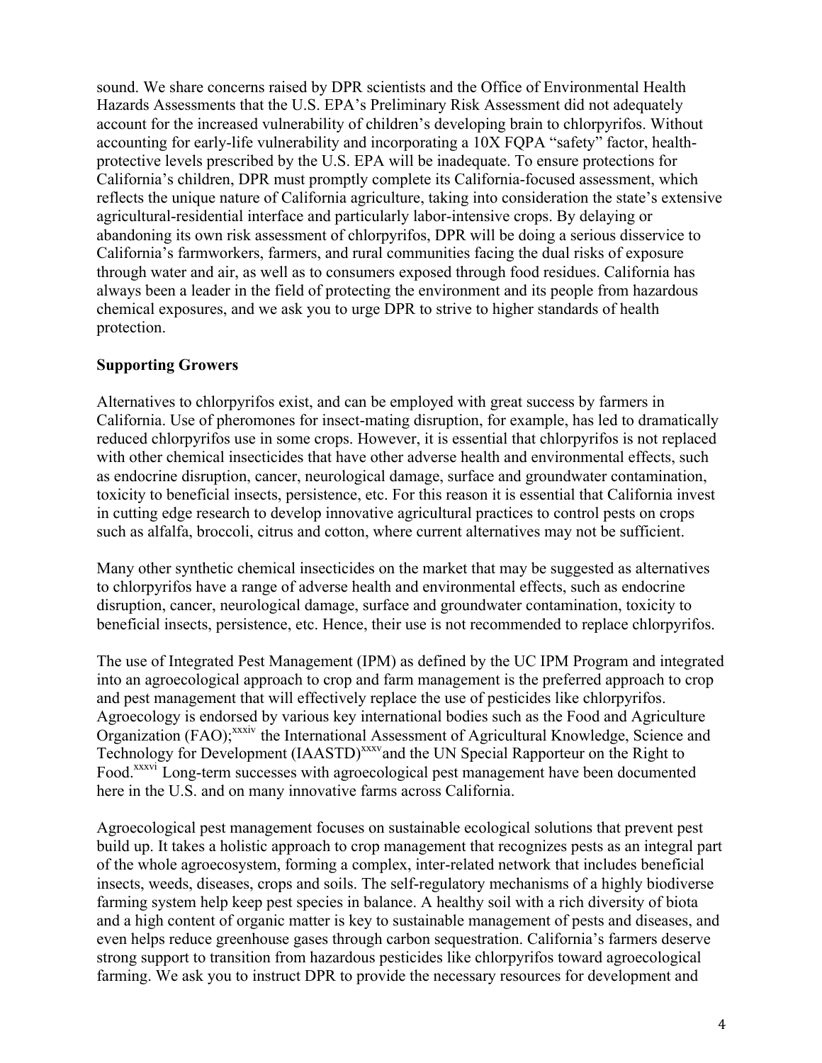sound. We share concerns raised by DPR scientists and the Office of Environmental Health Hazards Assessments that the U.S. EPA's Preliminary Risk Assessment did not adequately account for the increased vulnerability of children's developing brain to chlorpyrifos. Without accounting for early-life vulnerability and incorporating a 10X FQPA "safety" factor, health-protective levels prescribed by the U.S. EPA will be inadequate. To ensure protections for California's children, DPR must promptly complete its California-focused assessment, which reflects the unique nature of California agriculture, taking into consideration the state's extensive agricultural-residential interface and particularly labor-intensive crops. By delaying or abandoning its own risk assessment of chlorpyrifos, DPR will be doing a serious disservice to California's farmworkers, farmers, and rural communities facing the dual risks of exposure through water and air, as well as to consumers exposed through food residues. California has always been a leader in the field of protecting the environment and its people from hazardous chemical exposures, and we ask you to urge DPR to strive to higher standards of health protection.

**Supporting Growers**

Alternatives to chlorpyrifos exist, and can be employed with great success by farmers in California. Use of pheromones for insect-mating disruption, for example, has led to dramatically reduced chlorpyrifos use in some crops. However, it is essential that chlorpyrifos is not replaced with other chemical insecticides that have other adverse health and environmental effects, such as endocrine disruption, cancer, neurological damage, surface and groundwater contamination, toxicity to beneficial insects, persistence, etc. For this reason it is essential that California invest in cutting edge research to develop innovative agricultural practices to control pests on crops such as alfalfa, broccoli, citrus and cotton, where current alternatives may not be sufficient.

Many other synthetic chemical insecticides on the market that may be suggested as alternatives to chlorpyrifos have a range of adverse health and environmental effects, such as endocrine disruption, cancer, neurological damage, surface and groundwater contamination, toxicity to beneficial insects, persistence, etc. Hence, their use is not recommended to replace chlorpyrifos.

The use of Integrated Pest Management (IPM) as defined by the UC IPM Program and integrated into an agroecological approach to crop and farm management is the preferred approach to crop and pest management that will effectively replace the use of pesticides like chlorpyrifos. Agroecology is endorsed by various key international bodies such as the Food and Agriculture Organization (FAO);[xxxiv] the International Assessment of Agricultural Knowledge, Science and Technology for Development (IAASTD)[xxxv] and the UN Special Rapporteur on the Right to Food.[xxxvi] Long-term successes with agroecological pest management have been documented here in the U.S. and on many innovative farms across California.

Agroecological pest management focuses on sustainable ecological solutions that prevent pest build up. It takes a holistic approach to crop management that recognizes pests as an integral part of the whole agroecosystem, forming a complex, inter-related network that includes beneficial insects, weeds, diseases, crops and soils. The self-regulatory mechanisms of a highly biodiverse farming system help keep pest species in balance. A healthy soil with a rich diversity of biota and a high content of organic matter is key to sustainable management of pests and diseases, and even helps reduce greenhouse gases through carbon sequestration. California's farmers deserve strong support to transition from hazardous pesticides like chlorpyrifos toward agroecological farming. We ask you to instruct DPR to provide the necessary resources for development and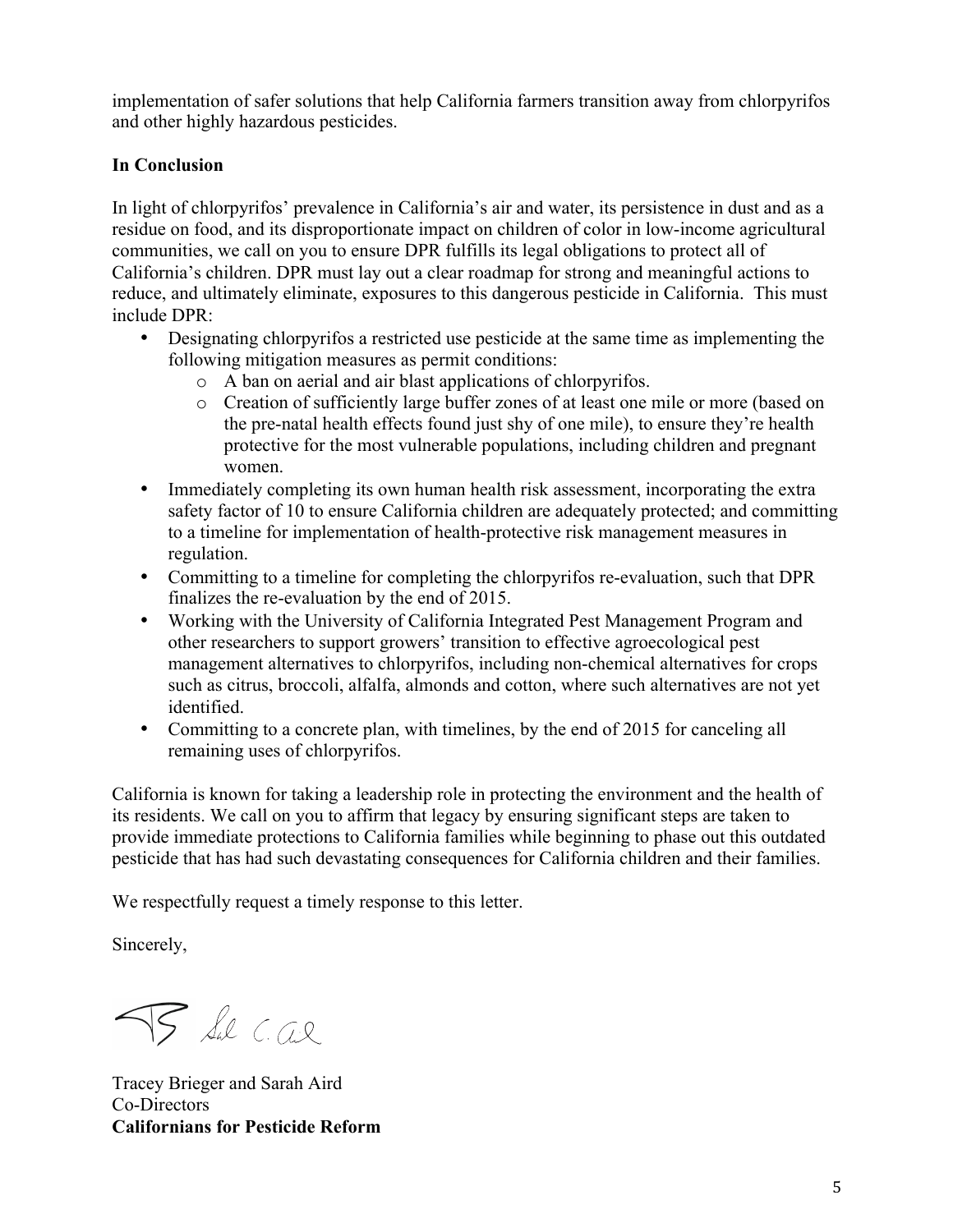implementation of safer solutions that help California farmers transition away from chlorpyrifos and other highly hazardous pesticides.

**In Conclusion**

In light of chlorpyrifos' prevalence in California's air and water, its persistence in dust and as a residue on food, and its disproportionate impact on children of color in low-income agricultural communities, we call on you to ensure DPR fulfills its legal obligations to protect all of California's children. DPR must lay out a clear roadmap for strong and meaningful actions to reduce, and ultimately eliminate, exposures to this dangerous pesticide in California. This must include DPR:

- Designating chlorpyrifos a restricted use pesticide at the same time as implementing the following mitigation measures as permit conditions:
  - A ban on aerial and air blast applications of chlorpyrifos.
  - Creation of sufficiently large buffer zones of at least one mile or more (based on the pre-natal health effects found just shy of one mile), to ensure they're health protective for the most vulnerable populations, including children and pregnant women.
- Immediately completing its own human health risk assessment, incorporating the extra safety factor of 10 to ensure California children are adequately protected; and committing to a timeline for implementation of health-protective risk management measures in regulation.
- Committing to a timeline for completing the chlorpyrifos re-evaluation, such that DPR finalizes the re-evaluation by the end of 2015.
- Working with the University of California Integrated Pest Management Program and other researchers to support growers' transition to effective agroecological pest management alternatives to chlorpyrifos, including non-chemical alternatives for crops such as citrus, broccoli, alfalfa, almonds and cotton, where such alternatives are not yet identified.
- Committing to a concrete plan, with timelines, by the end of 2015 for canceling all remaining uses of chlorpyrifos.

California is known for taking a leadership role in protecting the environment and the health of its residents. We call on you to affirm that legacy by ensuring significant steps are taken to provide immediate protections to California families while beginning to phase out this outdated pesticide that has had such devastating consequences for California children and their families.

We respectfully request a timely response to this letter.

Sincerely,

Tracey Brieger and Sarah Aird
Co-Directors
**Californians for Pesticide Reform**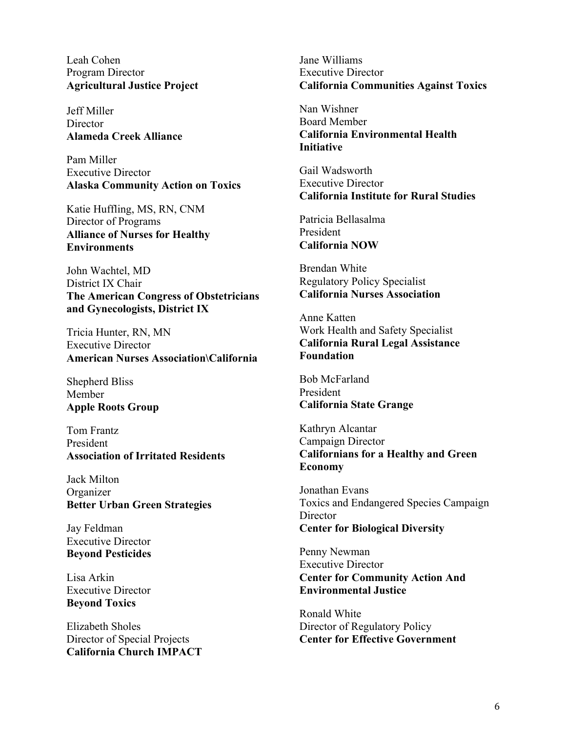Leah Cohen
Program Director
**Agricultural Justice Project**

Jeff Miller
Director
**Alameda Creek Alliance**

Pam Miller
Executive Director
**Alaska Community Action on Toxics**

Katie Huffling, MS, RN, CNM
Director of Programs
**Alliance of Nurses for Healthy Environments**

John Wachtel, MD
District IX Chair
**The American Congress of Obstetricians and Gynecologists, District IX**

Tricia Hunter, RN, MN
Executive Director
**American Nurses Association\California**

Shepherd Bliss
Member
**Apple Roots Group**

Tom Frantz
President
**Association of Irritated Residents**

Jack Milton
Organizer
**Better Urban Green Strategies**

Jay Feldman
Executive Director
**Beyond Pesticides**

Lisa Arkin
Executive Director
**Beyond Toxics**

Elizabeth Sholes
Director of Special Projects
**California Church IMPACT**

Jane Williams
Executive Director
**California Communities Against Toxics**

Nan Wishner
Board Member
**California Environmental Health Initiative**

Gail Wadsworth
Executive Director
**California Institute for Rural Studies**

Patricia Bellasalma
President
**California NOW**

Brendan White
Regulatory Policy Specialist
**California Nurses Association**

Anne Katten
Work Health and Safety Specialist
**California Rural Legal Assistance Foundation**

Bob McFarland
President
**California State Grange**

Kathryn Alcantar
Campaign Director
**Californians for a Healthy and Green Economy**

Jonathan Evans
Toxics and Endangered Species Campaign Director
**Center for Biological Diversity**

Penny Newman
Executive Director
**Center for Community Action And Environmental Justice**

Ronald White
Director of Regulatory Policy
**Center for Effective Government**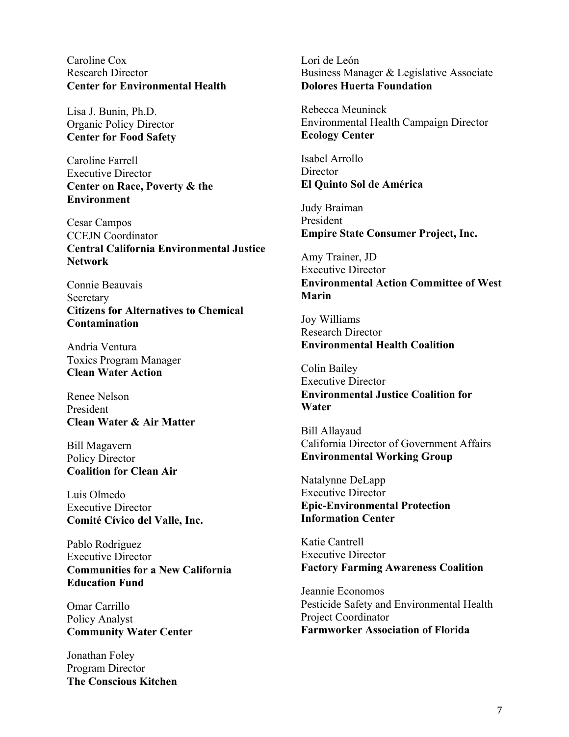Caroline Cox
Research Director
**Center for Environmental Health**

Lisa J. Bunin, Ph.D.
Organic Policy Director
**Center for Food Safety**

Caroline Farrell
Executive Director
**Center on Race, Poverty & the Environment**

Cesar Campos
CCEJN Coordinator
**Central California Environmental Justice Network**

Connie Beauvais
Secretary
**Citizens for Alternatives to Chemical Contamination**

Andria Ventura
Toxics Program Manager
**Clean Water Action**

Renee Nelson
President
**Clean Water & Air Matter**

Bill Magavern
Policy Director
**Coalition for Clean Air**

Luis Olmedo
Executive Director
**Comité Cívico del Valle, Inc.**

Pablo Rodriguez
Executive Director
**Communities for a New California Education Fund**

Omar Carrillo
Policy Analyst
**Community Water Center**

Jonathan Foley
Program Director
**The Conscious Kitchen**

Lori de León
Business Manager & Legislative Associate
**Dolores Huerta Foundation**

Rebecca Meuninck
Environmental Health Campaign Director
**Ecology Center**

Isabel Arrollo
Director
**El Quinto Sol de América**

Judy Braiman
President
**Empire State Consumer Project, Inc.**

Amy Trainer, JD
Executive Director
**Environmental Action Committee of West Marin**

Joy Williams
Research Director
**Environmental Health Coalition**

Colin Bailey
Executive Director
**Environmental Justice Coalition for Water**

Bill Allayaud
California Director of Government Affairs
**Environmental Working Group**

Natalynne DeLapp
Executive Director
**Epic-Environmental Protection Information Center**

Katie Cantrell
Executive Director
**Factory Farming Awareness Coalition**

Jeannie Economos
Pesticide Safety and Environmental Health Project Coordinator
**Farmworker Association of Florida**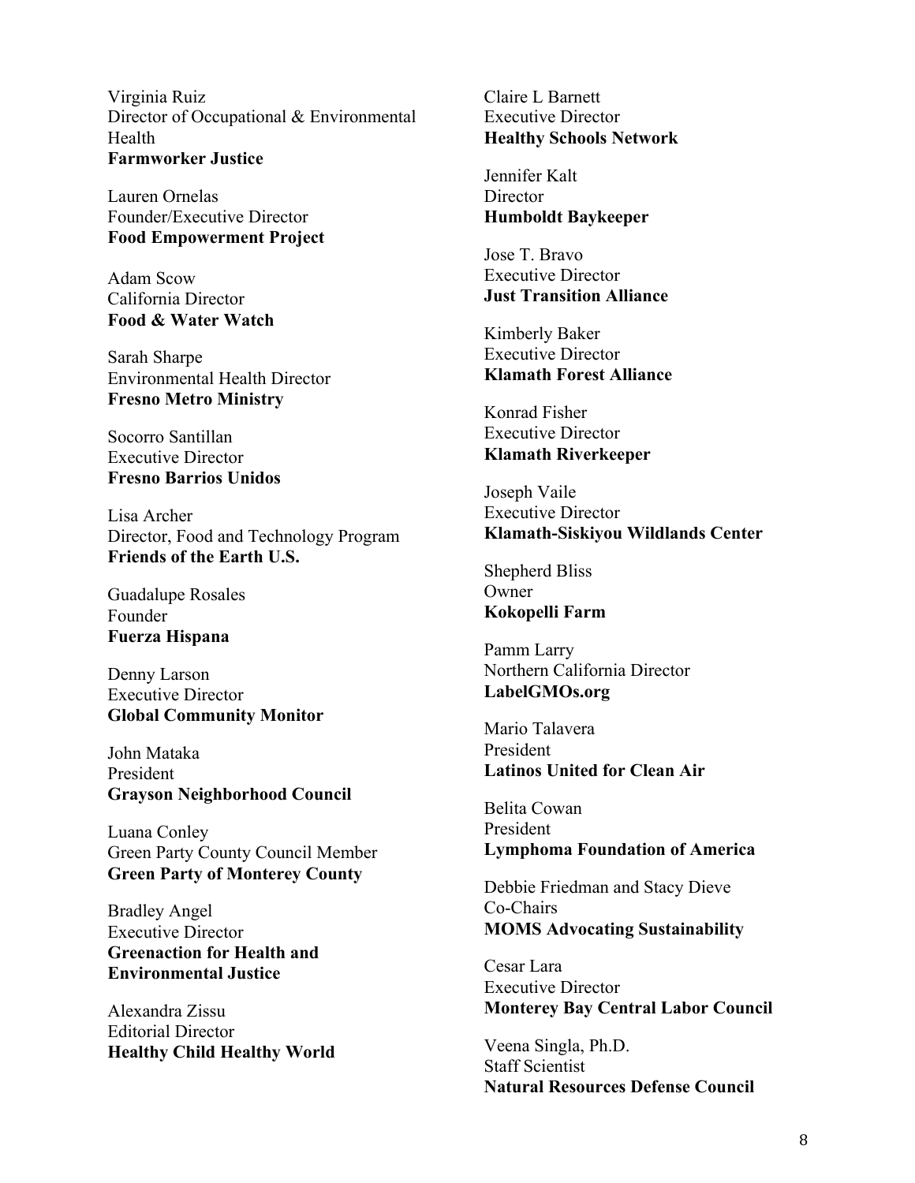Virginia Ruiz
Director of Occupational & Environmental Health
**Farmworker Justice**

Lauren Ornelas
Founder/Executive Director
**Food Empowerment Project**

Adam Scow
California Director
**Food & Water Watch**

Sarah Sharpe
Environmental Health Director
**Fresno Metro Ministry**

Socorro Santillan
Executive Director
**Fresno Barrios Unidos**

Lisa Archer
Director, Food and Technology Program
**Friends of the Earth U.S.**

Guadalupe Rosales
Founder
**Fuerza Hispana**

Denny Larson
Executive Director
**Global Community Monitor**

John Mataka
President
**Grayson Neighborhood Council**

Luana Conley
Green Party County Council Member
**Green Party of Monterey County**

Bradley Angel
Executive Director
**Greenaction for Health and Environmental Justice**

Alexandra Zissu
Editorial Director
**Healthy Child Healthy World**

Claire L Barnett
Executive Director
**Healthy Schools Network**

Jennifer Kalt
Director
**Humboldt Baykeeper**

Jose T. Bravo
Executive Director
**Just Transition Alliance**

Kimberly Baker
Executive Director
**Klamath Forest Alliance**

Konrad Fisher
Executive Director
**Klamath Riverkeeper**

Joseph Vaile
Executive Director
**Klamath-Siskiyou Wildlands Center**

Shepherd Bliss
Owner
**Kokopelli Farm**

Pamm Larry
Northern California Director
**LabelGMOs.org**

Mario Talavera
President
**Latinos United for Clean Air**

Belita Cowan
President
**Lymphoma Foundation of America**

Debbie Friedman and Stacy Dieve
Co-Chairs
**MOMS Advocating Sustainability**

Cesar Lara
Executive Director
**Monterey Bay Central Labor Council**

Veena Singla, Ph.D.
Staff Scientist
**Natural Resources Defense Council**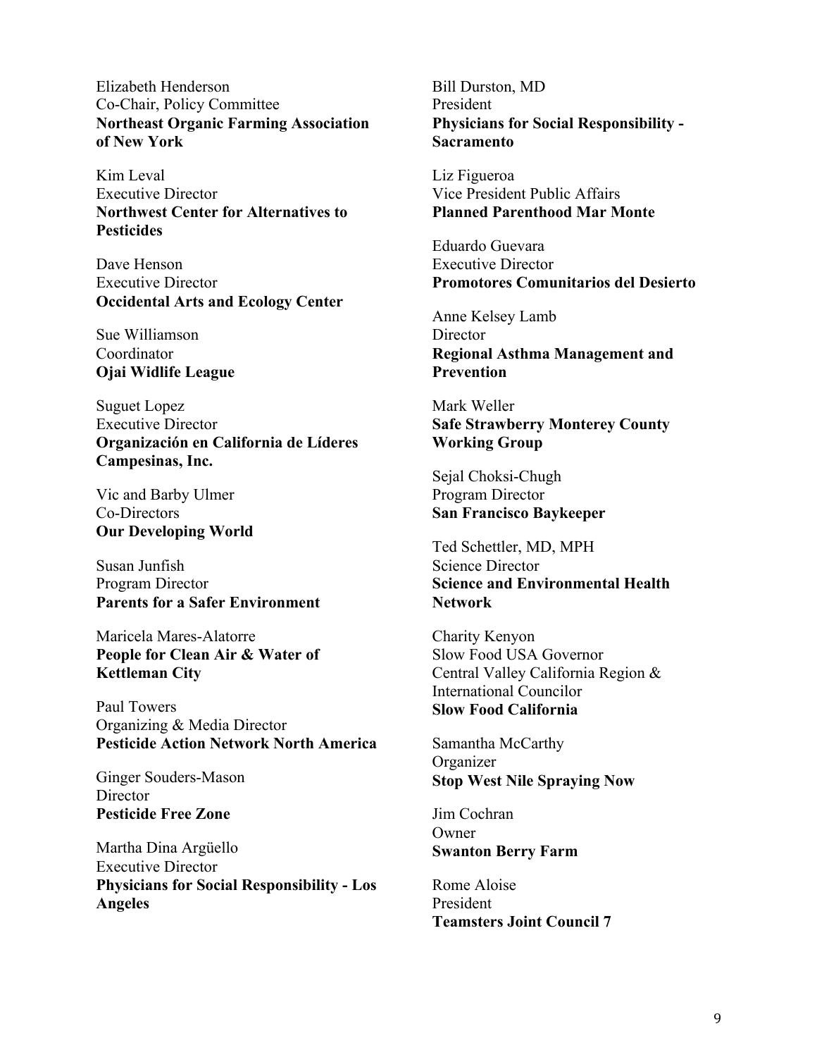Elizabeth Henderson
Co-Chair, Policy Committee
**Northeast Organic Farming Association of New York**

Kim Leval
Executive Director
**Northwest Center for Alternatives to Pesticides**

Dave Henson
Executive Director
**Occidental Arts and Ecology Center**

Sue Williamson
Coordinator
**Ojai Widlife League**

Suguet Lopez
Executive Director
**Organización en California de Líderes Campesinas, Inc.**

Vic and Barby Ulmer
Co-Directors
**Our Developing World**

Susan Junfish
Program Director
**Parents for a Safer Environment**

Maricela Mares-Alatorre
**People for Clean Air & Water of Kettleman City**

Paul Towers
Organizing & Media Director
**Pesticide Action Network North America**

Ginger Souders-Mason
Director
**Pesticide Free Zone**

Martha Dina Argüello
Executive Director
**Physicians for Social Responsibility - Los Angeles**

Bill Durston, MD
President
**Physicians for Social Responsibility - Sacramento**

Liz Figueroa
Vice President Public Affairs
**Planned Parenthood Mar Monte**

Eduardo Guevara
Executive Director
**Promotores Comunitarios del Desierto**

Anne Kelsey Lamb
Director
**Regional Asthma Management and Prevention**

Mark Weller
**Safe Strawberry Monterey County Working Group**

Sejal Choksi-Chugh
Program Director
**San Francisco Baykeeper**

Ted Schettler, MD, MPH
Science Director
**Science and Environmental Health Network**

Charity Kenyon
Slow Food USA Governor
Central Valley California Region & International Councilor
**Slow Food California**

Samantha McCarthy
Organizer
**Stop West Nile Spraying Now**

Jim Cochran
Owner
**Swanton Berry Farm**

Rome Aloise
President
**Teamsters Joint Council 7**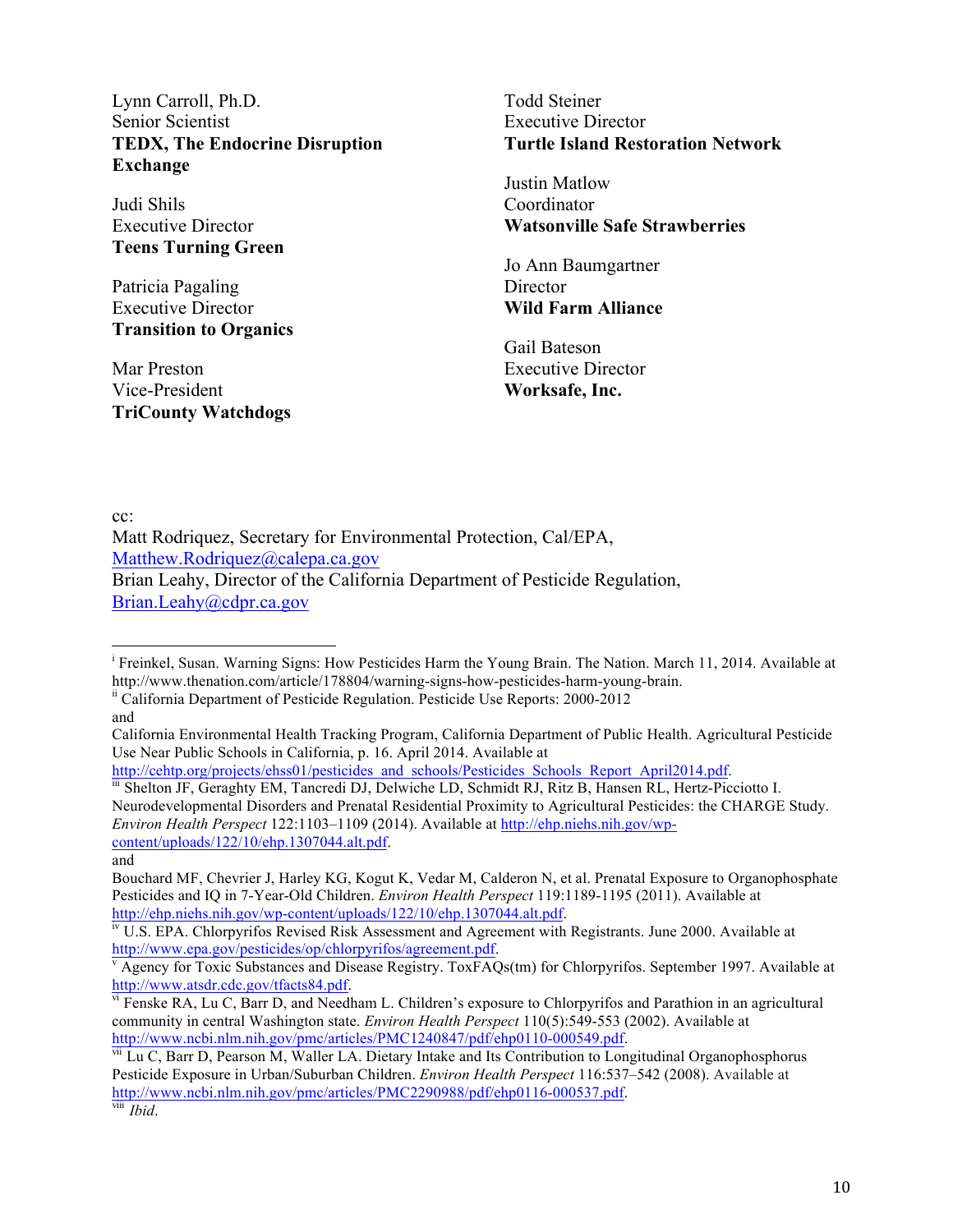Lynn Carroll, Ph.D.
Senior Scientist
**TEDX, The Endocrine Disruption Exchange**

Judi Shils
Executive Director
**Teens Turning Green**

Patricia Pagaling
Executive Director
**Transition to Organics**

Mar Preston
Vice-President
**TriCounty Watchdogs**

Todd Steiner
Executive Director
**Turtle Island Restoration Network**

Justin Matlow
Coordinator
**Watsonville Safe Strawberries**

Jo Ann Baumgartner
Director
**Wild Farm Alliance**

Gail Bateson
Executive Director
**Worksafe, Inc.**

cc:
Matt Rodriquez, Secretary for Environmental Protection, Cal/EPA, Matthew.Rodriquez@calepa.ca.gov
Brian Leahy, Director of the California Department of Pesticide Regulation, Brian.Leahy@cdpr.ca.gov

---

[i] Freinkel, Susan. Warning Signs: How Pesticides Harm the Young Brain. The Nation. March 11, 2014. Available at http://www.thenation.com/article/178804/warning-signs-how-pesticides-harm-young-brain.

[ii] California Department of Pesticide Regulation. Pesticide Use Reports: 2000-2012
and
California Environmental Health Tracking Program, California Department of Public Health. Agricultural Pesticide Use Near Public Schools in California, p. 16. April 2014. Available at http://cehtp.org/projects/ehss01/pesticides_and_schools/Pesticides_Schools_Report_April2014.pdf.

[iii] Shelton JF, Geraghty EM, Tancredi DJ, Delwiche LD, Schmidt RJ, Ritz B, Hansen RL, Hertz-Picciotto I. Neurodevelopmental Disorders and Prenatal Residential Proximity to Agricultural Pesticides: the CHARGE Study. *Environ Health Perspect* 122:1103–1109 (2014). Available at http://ehp.niehs.nih.gov/wp-content/uploads/122/10/ehp.1307044.alt.pdf.
and
Bouchard MF, Chevrier J, Harley KG, Kogut K, Vedar M, Calderon N, et al. Prenatal Exposure to Organophosphate Pesticides and IQ in 7-Year-Old Children. *Environ Health Perspect* 119:1189-1195 (2011). Available at http://ehp.niehs.nih.gov/wp-content/uploads/122/10/ehp.1307044.alt.pdf.

[iv] U.S. EPA. Chlorpyrifos Revised Risk Assessment and Agreement with Registrants. June 2000. Available at http://www.epa.gov/pesticides/op/chlorpyrifos/agreement.pdf.

[v] Agency for Toxic Substances and Disease Registry. ToxFAQs(tm) for Chlorpyrifos. September 1997. Available at http://www.atsdr.cdc.gov/tfacts84.pdf.

[vi] Fenske RA, Lu C, Barr D, and Needham L. Children's exposure to Chlorpyrifos and Parathion in an agricultural community in central Washington state. *Environ Health Perspect* 110(5):549-553 (2002). Available at http://www.ncbi.nlm.nih.gov/pmc/articles/PMC1240847/pdf/ehp0110-000549.pdf.

[vii] Lu C, Barr D, Pearson M, Waller LA. Dietary Intake and Its Contribution to Longitudinal Organophosphorus Pesticide Exposure in Urban/Suburban Children. *Environ Health Perspect* 116:537–542 (2008). Available at http://www.ncbi.nlm.nih.gov/pmc/articles/PMC2290988/pdf/ehp0116-000537.pdf.

[viii] *Ibid*.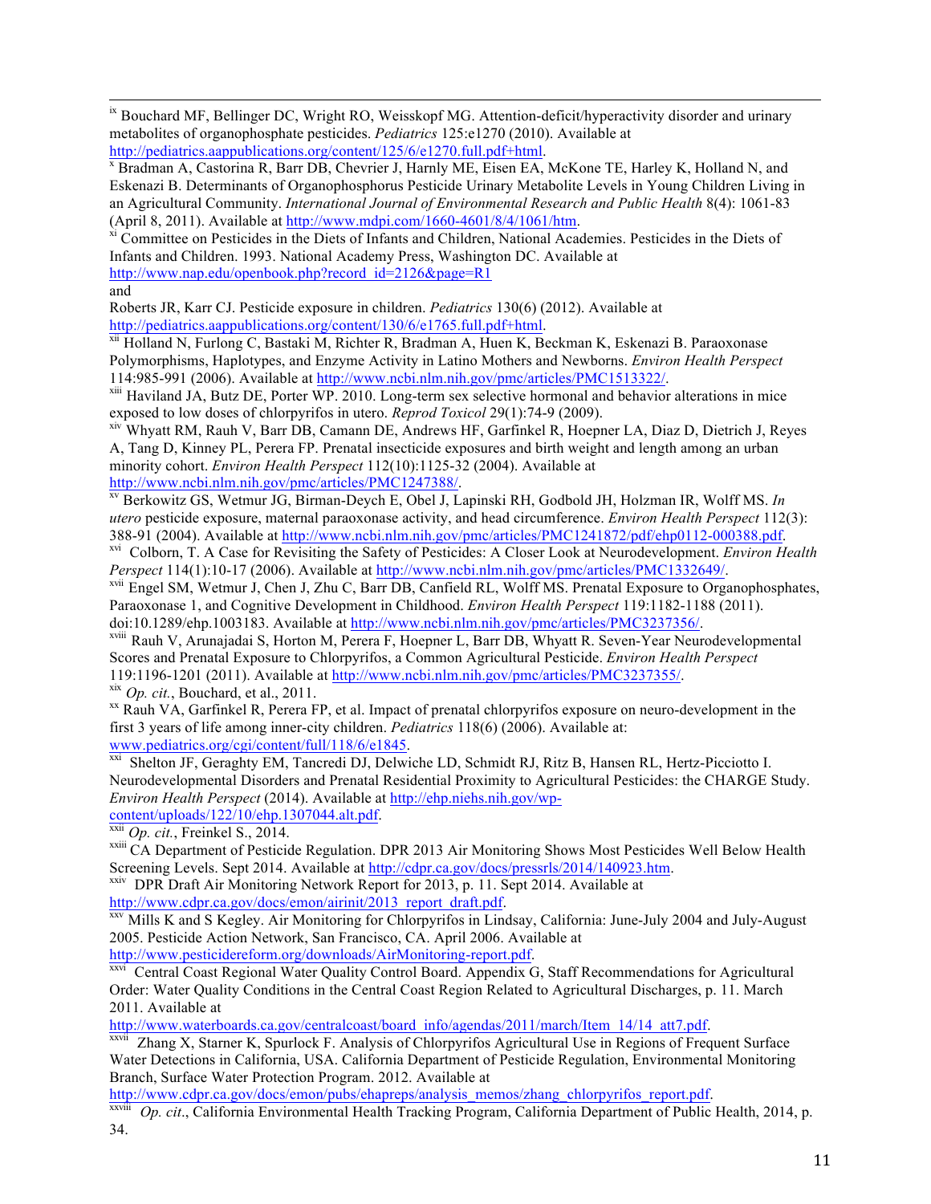[ix] Bouchard MF, Bellinger DC, Wright RO, Weisskopf MG. Attention-deficit/hyperactivity disorder and urinary metabolites of organophosphate pesticides. *Pediatrics* 125:e1270 (2010). Available at http://pediatrics.aappublications.org/content/125/6/e1270.full.pdf+html.

[x] Bradman A, Castorina R, Barr DB, Chevrier J, Harnly ME, Eisen EA, McKone TE, Harley K, Holland N, and Eskenazi B. Determinants of Organophosphorus Pesticide Urinary Metabolite Levels in Young Children Living in an Agricultural Community. *International Journal of Environmental Research and Public Health* 8(4): 1061-83 (April 8, 2011). Available at http://www.mdpi.com/1660-4601/8/4/1061/htm.

[xi] Committee on Pesticides in the Diets of Infants and Children, National Academies. Pesticides in the Diets of Infants and Children. 1993. National Academy Press, Washington DC. Available at http://www.nap.edu/openbook.php?record_id=2126&page=R1

and

Roberts JR, Karr CJ. Pesticide exposure in children. *Pediatrics* 130(6) (2012). Available at http://pediatrics.aappublications.org/content/130/6/e1765.full.pdf+html.

[xii] Holland N, Furlong C, Bastaki M, Richter R, Bradman A, Huen K, Beckman K, Eskenazi B. Paraoxonase Polymorphisms, Haplotypes, and Enzyme Activity in Latino Mothers and Newborns. *Environ Health Perspect* 114:985-991 (2006). Available at http://www.ncbi.nlm.nih.gov/pmc/articles/PMC1513322/.

[xiii] Haviland JA, Butz DE, Porter WP. 2010. Long-term sex selective hormonal and behavior alterations in mice exposed to low doses of chlorpyrifos in utero. *Reprod Toxicol* 29(1):74-9 (2009).

[xiv] Whyatt RM, Rauh V, Barr DB, Camann DE, Andrews HF, Garfinkel R, Hoepner LA, Diaz D, Dietrich J, Reyes A, Tang D, Kinney PL, Perera FP. Prenatal insecticide exposures and birth weight and length among an urban minority cohort. *Environ Health Perspect* 112(10):1125-32 (2004). Available at http://www.ncbi.nlm.nih.gov/pmc/articles/PMC1247388/.

[xv] Berkowitz GS, Wetmur JG, Birman-Deych E, Obel J, Lapinski RH, Godbold JH, Holzman IR, Wolff MS. *In utero* pesticide exposure, maternal paraoxonase activity, and head circumference. *Environ Health Perspect* 112(3): 388-91 (2004). Available at http://www.ncbi.nlm.nih.gov/pmc/articles/PMC1241872/pdf/ehp0112-000388.pdf.

[xvi] Colborn, T. A Case for Revisiting the Safety of Pesticides: A Closer Look at Neurodevelopment. *Environ Health Perspect* 114(1):10-17 (2006). Available at http://www.ncbi.nlm.nih.gov/pmc/articles/PMC1332649/.

[xvii] Engel SM, Wetmur J, Chen J, Zhu C, Barr DB, Canfield RL, Wolff MS. Prenatal Exposure to Organophosphates, Paraoxonase 1, and Cognitive Development in Childhood. *Environ Health Perspect* 119:1182-1188 (2011). doi:10.1289/ehp.1003183. Available at http://www.ncbi.nlm.nih.gov/pmc/articles/PMC3237356/.

[xviii] Rauh V, Arunajadai S, Horton M, Perera F, Hoepner L, Barr DB, Whyatt R. Seven-Year Neurodevelopmental Scores and Prenatal Exposure to Chlorpyrifos, a Common Agricultural Pesticide. *Environ Health Perspect* 119:1196-1201 (2011). Available at http://www.ncbi.nlm.nih.gov/pmc/articles/PMC3237355/.

[xix] *Op. cit.*, Bouchard, et al., 2011.

[xx] Rauh VA, Garfinkel R, Perera FP, et al. Impact of prenatal chlorpyrifos exposure on neuro-development in the first 3 years of life among inner-city children. *Pediatrics* 118(6) (2006). Available at: www.pediatrics.org/cgi/content/full/118/6/e1845.

[xxi] Shelton JF, Geraghty EM, Tancredi DJ, Delwiche LD, Schmidt RJ, Ritz B, Hansen RL, Hertz-Picciotto I. Neurodevelopmental Disorders and Prenatal Residential Proximity to Agricultural Pesticides: the CHARGE Study. *Environ Health Perspect* (2014). Available at http://ehp.niehs.nih.gov/wp-content/uploads/122/10/ehp.1307044.alt.pdf.

[xxii] *Op. cit.*, Freinkel S., 2014.

[xxiii] CA Department of Pesticide Regulation. DPR 2013 Air Monitoring Shows Most Pesticides Well Below Health Screening Levels. Sept 2014. Available at http://cdpr.ca.gov/docs/pressrls/2014/140923.htm.

[xxiv] DPR Draft Air Monitoring Network Report for 2013, p. 11. Sept 2014. Available at http://www.cdpr.ca.gov/docs/emon/airinit/2013_report_draft.pdf.

[xxv] Mills K and S Kegley. Air Monitoring for Chlorpyrifos in Lindsay, California: June-July 2004 and July-August 2005. Pesticide Action Network, San Francisco, CA. April 2006. Available at http://www.pesticidereform.org/downloads/AirMonitoring-report.pdf.

[xxvi] Central Coast Regional Water Quality Control Board. Appendix G, Staff Recommendations for Agricultural Order: Water Quality Conditions in the Central Coast Region Related to Agricultural Discharges, p. 11. March 2011. Available at http://www.waterboards.ca.gov/centralcoast/board_info/agendas/2011/march/Item_14/14_att7.pdf.

[xxvii] Zhang X, Starner K, Spurlock F. Analysis of Chlorpyrifos Agricultural Use in Regions of Frequent Surface Water Detections in California, USA. California Department of Pesticide Regulation, Environmental Monitoring Branch, Surface Water Protection Program. 2012. Available at http://www.cdpr.ca.gov/docs/emon/pubs/ehapreps/analysis_memos/zhang_chlorpyrifos_report.pdf.

[xxviii] *Op. cit*., California Environmental Health Tracking Program, California Department of Public Health, 2014, p. 34.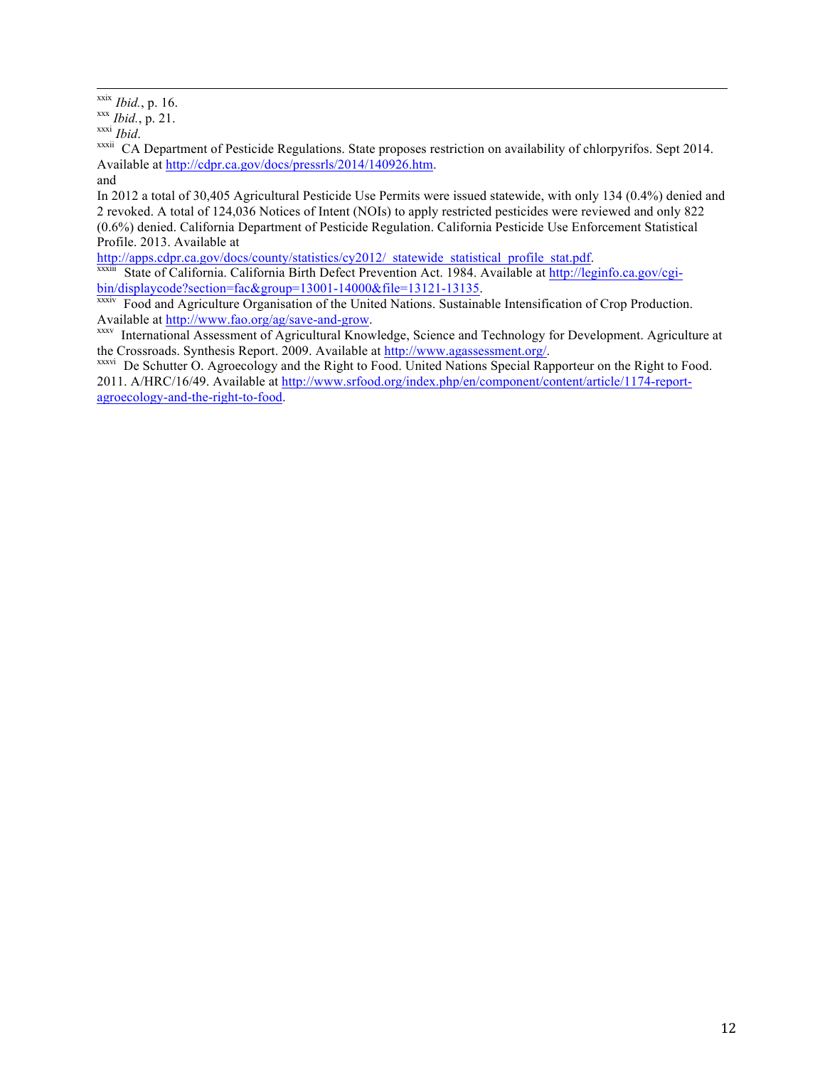[xxix] *Ibid.*, p. 16.

[xxx] *Ibid.*, p. 21.

[xxxi] *Ibid*.

[xxxii] CA Department of Pesticide Regulations. State proposes restriction on availability of chlorpyrifos. Sept 2014. Available at http://cdpr.ca.gov/docs/pressrls/2014/140926.htm.

and

In 2012 a total of 30,405 Agricultural Pesticide Use Permits were issued statewide, with only 134 (0.4%) denied and 2 revoked. A total of 124,036 Notices of Intent (NOIs) to apply restricted pesticides were reviewed and only 822 (0.6%) denied. California Department of Pesticide Regulation. California Pesticide Use Enforcement Statistical Profile. 2013. Available at http://apps.cdpr.ca.gov/docs/county/statistics/cy2012/_statewide_statistical_profile_stat.pdf.

[xxxiii] State of California. California Birth Defect Prevention Act. 1984. Available at http://leginfo.ca.gov/cgi-bin/displaycode?section=fac&group=13001-14000&file=13121-13135.

[xxxiv] Food and Agriculture Organisation of the United Nations. Sustainable Intensification of Crop Production. Available at http://www.fao.org/ag/save-and-grow.

[xxxv] International Assessment of Agricultural Knowledge, Science and Technology for Development. Agriculture at the Crossroads. Synthesis Report. 2009. Available at http://www.agassessment.org/.

[xxxvi] De Schutter O. Agroecology and the Right to Food. United Nations Special Rapporteur on the Right to Food. 2011. A/HRC/16/49. Available at http://www.srfood.org/index.php/en/component/content/article/1174-report-agroecology-and-the-right-to-food.